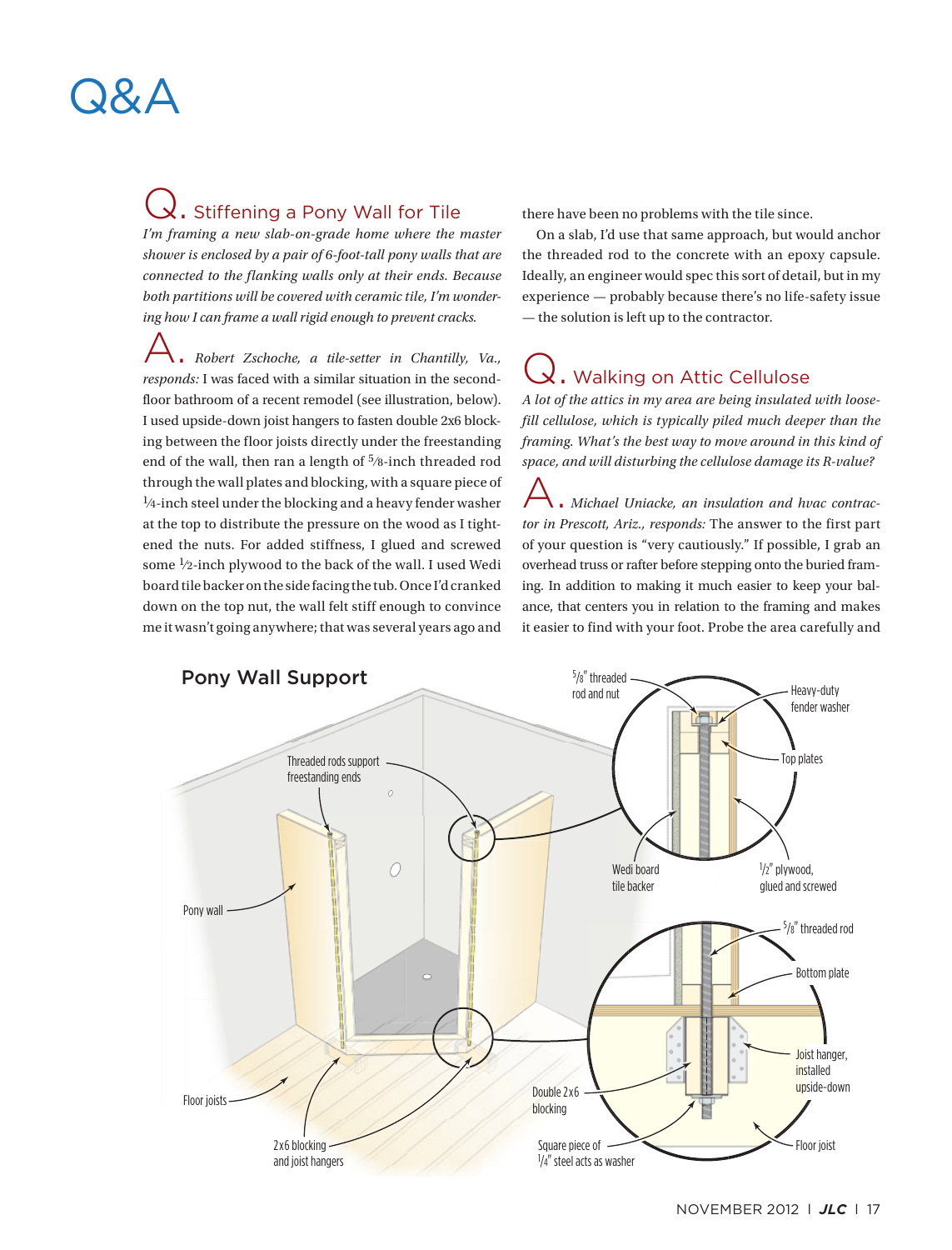# Q&A

## Q. Stiffening a Pony Wall for Tile

*I'm framing a new slab-on-grade home where the master shower is enclosed by a pair of 6-foot-tall pony walls that are connected to the flanking walls only at their ends. Because both partitions will be covered with ceramic tile, I'm wondering how I can frame a wall rigid enough to prevent cracks.*

**A.** *Robert Zschoche, a tile-setter in Chantilly, Va., responds:* I was faced with a similar situation in the second-floor bathroom of a recent remodel (see illustration, below). I used upside-down joist hangers to fasten double 2x6 blocking between the floor joists directly under the freestanding end of the wall, then ran a length of 5/8-inch threaded rod through the wall plates and blocking, with a square piece of 1/4-inch steel under the blocking and a heavy fender washer at the top to distribute the pressure on the wood as I tightened the nuts. For added stiffness, I glued and screwed some 1/2-inch plywood to the back of the wall. I used Wedi board tile backer on the side facing the tub. Once I'd cranked down on the top nut, the wall felt stiff enough to convince me it wasn't going anywhere; that was several years ago and there have been no problems with the tile since.

On a slab, I'd use that same approach, but would anchor the threaded rod to the concrete with an epoxy capsule. Ideally, an engineer would spec this sort of detail, but in my experience — probably because there's no life-safety issue — the solution is left up to the contractor.

## Q. Walking on Attic Cellulose

*A lot of the attics in my area are being insulated with loose-fill cellulose, which is typically piled much deeper than the framing. What's the best way to move around in this kind of space, and will disturbing the cellulose damage its R-value?*

**A.** *Michael Uniacke, an insulation and hvac contractor in Prescott, Ariz., responds:* The answer to the first part of your question is "very cautiously." If possible, I grab an overhead truss or rafter before stepping onto the buried framing. In addition to making it much easier to keep your balance, that centers you in relation to the framing and makes it easier to find with your foot. Probe the area carefully and

**Pony Wall Support**

Labels: Threaded rods support freestanding ends; Pony wall; Floor joists; 2x6 blocking and joist hangers; 5/8" threaded rod and nut; Heavy-duty fender washer; Top plates; Wedi board tile backer; 1/2" plywood, glued and screwed; 5/8" threaded rod; Bottom plate; Joist hanger, installed upside-down; Double 2x6 blocking; Square piece of 1/4" steel acts as washer; Floor joist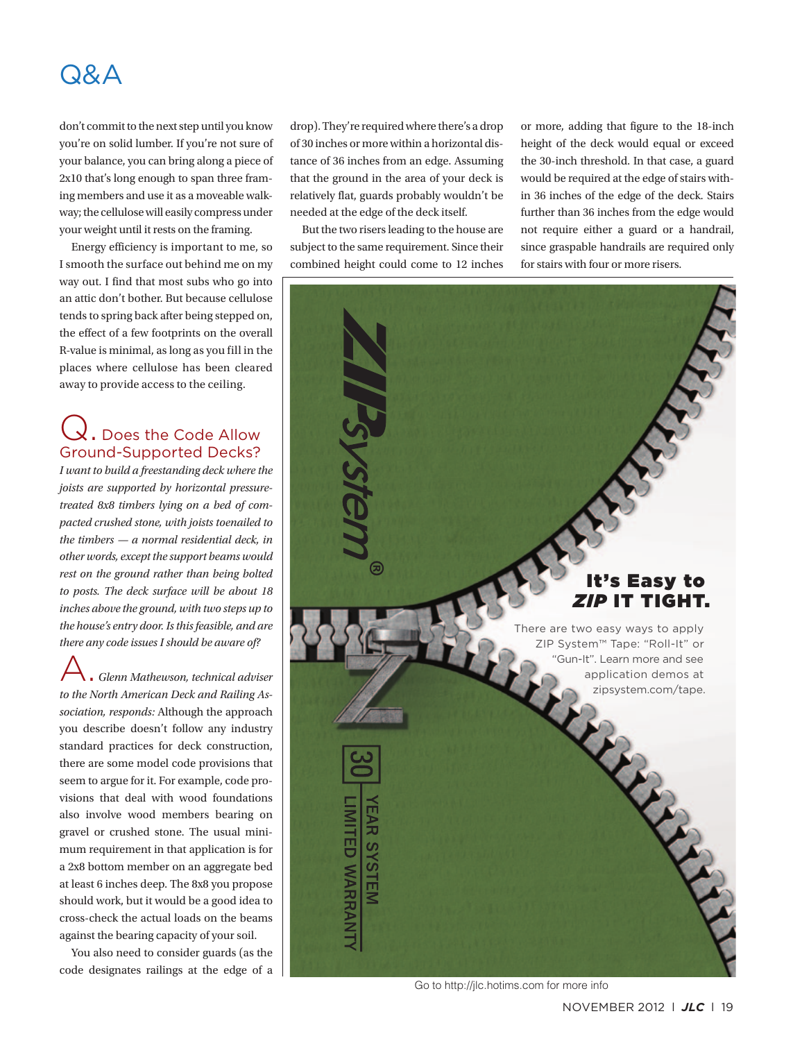# Q&A

don't commit to the next step until you know you're on solid lumber. If you're not sure of your balance, you can bring along a piece of 2x10 that's long enough to span three framing members and use it as a moveable walkway; the cellulose will easily compress under your weight until it rests on the framing.

Energy efficiency is important to me, so I smooth the surface out behind me on my way out. I find that most subs who go into an attic don't bother. But because cellulose tends to spring back after being stepped on, the effect of a few footprints on the overall R-value is minimal, as long as you fill in the places where cellulose has been cleared away to provide access to the ceiling.

## Q. Does the Code Allow Ground-Supported Decks?

*I want to build a freestanding deck where the joists are supported by horizontal pressure-treated 8x8 timbers lying on a bed of compacted crushed stone, with joists toenailed to the timbers — a normal residential deck, in other words, except the support beams would rest on the ground rather than being bolted to posts. The deck surface will be about 18 inches above the ground, with two steps up to the house's entry door. Is this feasible, and are there any code issues I should be aware of?*

A. *Glenn Mathewson, technical adviser to the North American Deck and Railing Association, responds:* Although the approach you describe doesn't follow any industry standard practices for deck construction, there are some model code provisions that seem to argue for it. For example, code provisions that deal with wood foundations also involve wood members bearing on gravel or crushed stone. The usual minimum requirement in that application is for a 2x8 bottom member on an aggregate bed at least 6 inches deep. The 8x8 you propose should work, but it would be a good idea to cross-check the actual loads on the beams against the bearing capacity of your soil.

You also need to consider guards (as the code designates railings at the edge of a drop). They're required where there's a drop of 30 inches or more within a horizontal distance of 36 inches from an edge. Assuming that the ground in the area of your deck is relatively flat, guards probably wouldn't be needed at the edge of the deck itself.

But the two risers leading to the house are subject to the same requirement. Since their combined height could come to 12 inches or more, adding that figure to the 18-inch height of the deck would equal or exceed the 30-inch threshold. In that case, a guard would be required at the edge of stairs within 36 inches of the edge of the deck. Stairs further than 36 inches from the edge would not require either a guard or a handrail, since graspable handrails are required only for stairs with four or more risers.

ZIPsystem®

It's Easy to *ZIP* IT TIGHT.

There are two easy ways to apply ZIP System™ Tape: "Roll-It" or "Gun-It". Learn more and see application demos at zipsystem.com/tape.

30 YEAR SYSTEM LIMITED WARRANTY

Go to http://jlc.hotims.com for more info